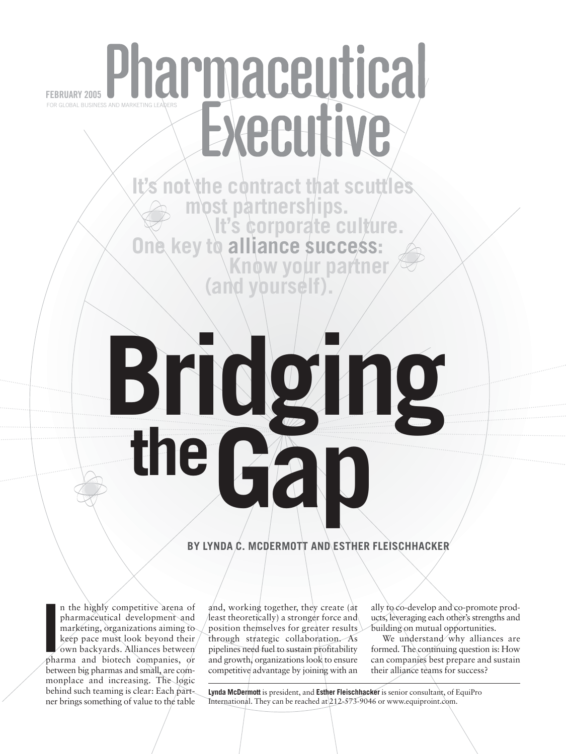FEBRUARY 2005

# Pharmaceutical Executive

FOR GLOBAL BUSINESS AND MARKETING LEADERS

It's not the contract that scuttles most partnerships. It's corporate culture. One key to **alliance success**: Know your partner (and yourself).

# Bridging the Gap

**BY LYNDA C. MCDERMOTT AND ESTHER FLEISCHHACKER**

In the highly competitive arena of pharmaceutical development and marketing, organizations aiming to keep pace must look beyond their own backyards. Alliances between pharma and biotech companies, or between big pharmas and small, are commonplace and increasing. The logic behind such teaming is clear: Each partner brings something of value to the table and, working together, they create (at least theoretically) a stronger force and position themselves for greater results through strategic collaboration. As pipelines need fuel to sustain profitability and growth, organizations look to ensure competitive advantage by joining with an ally to co-develop and co-promote products, leveraging each other's strengths and building on mutual opportunities.

We understand why alliances are formed. The continuing question is: How can companies best prepare and sustain their alliance teams for success?

**Lynda McDermott** is president, and **Esther Fleischhacker** is senior consultant, of EquiPro International. They can be reached at 212-573-9046 or www.equiproint.com.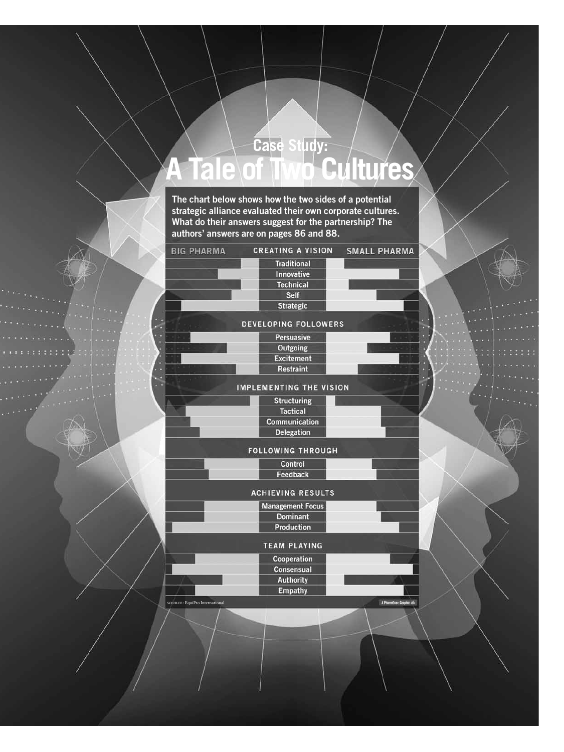## Case Study:

# A Tale of Two Cultures

**The chart below shows how the two sides of a potential strategic alliance evaluated their own corporate cultures. What do their answers suggest for the partnership? The authors' answers are on pages 86 and 88.**

| BIG PHARMA | CREATING A VISION | SMALL PHARMA |
|---|---|---|
| | Traditional | |
| | Innovative | |
| | Technical | |
| | Self | |
| | Strategic | |
| | **DEVELOPING FOLLOWERS** | |
| | Persuasive | |
| | Outgoing | |
| | Excitement | |
| | Restraint | |
| | **IMPLEMENTING THE VISION** | |
| | Structuring | |
| | Tactical | |
| | Communication | |
| | Delegation | |
| | **FOLLOWING THROUGH** | |
| | Control | |
| | Feedback | |
| | **ACHIEVING RESULTS** | |
| | Management Focus | |
| | Dominant | |
| | Production | |
| | **TEAM PLAYING** | |
| | Cooperation | |
| | Consensual | |
| | Authority | |
| | Empathy | |

SOURCE: EquiPro International

A PharmExec Graphic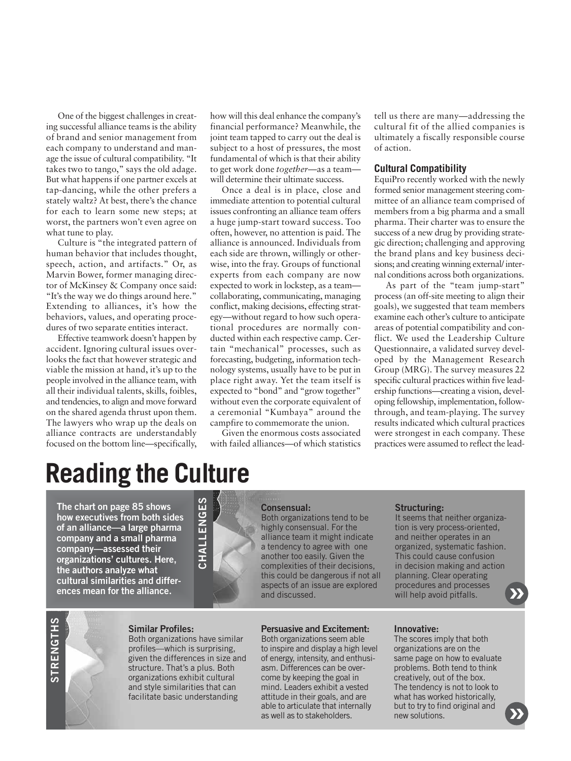One of the biggest challenges in creating successful alliance teams is the ability of brand and senior management from each company to understand and manage the issue of cultural compatibility. "It takes two to tango," says the old adage. But what happens if one partner excels at tap-dancing, while the other prefers a stately waltz? At best, there's the chance for each to learn some new steps; at worst, the partners won't even agree on what tune to play.

Culture is "the integrated pattern of human behavior that includes thought, speech, action, and artifacts." Or, as Marvin Bower, former managing director of McKinsey & Company once said: "It's the way we do things around here." Extending to alliances, it's how the behaviors, values, and operating procedures of two separate entities interact.

Effective teamwork doesn't happen by accident. Ignoring cultural issues overlooks the fact that however strategic and viable the mission at hand, it's up to the people involved in the alliance team, with all their individual talents, skills, foibles, and tendencies, to align and move forward on the shared agenda thrust upon them. The lawyers who wrap up the deals on alliance contracts are understandably focused on the bottom line—specifically, how will this deal enhance the company's financial performance? Meanwhile, the joint team tapped to carry out the deal is subject to a host of pressures, the most fundamental of which is that their ability to get work done *together*—as a team—will determine their ultimate success.

Once a deal is in place, close and immediate attention to potential cultural issues confronting an alliance team offers a huge jump-start toward success. Too often, however, no attention is paid. The alliance is announced. Individuals from each side are thrown, willingly or otherwise, into the fray. Groups of functional experts from each company are now expected to work in lockstep, as a team—collaborating, communicating, managing conflict, making decisions, effecting strategy—without regard to how such operational procedures are normally conducted within each respective camp. Certain "mechanical" processes, such as forecasting, budgeting, information technology systems, usually have to be put in place right away. Yet the team itself is expected to "bond" and "grow together" without even the corporate equivalent of a ceremonial "Kumbaya" around the campfire to commemorate the union.

Given the enormous costs associated with failed alliances—of which statistics tell us there are many—addressing the cultural fit of the allied companies is ultimately a fiscally responsible course of action.

### Cultural Compatibility

EquiPro recently worked with the newly formed senior management steering committee of an alliance team comprised of members from a big pharma and a small pharma. Their charter was to ensure the success of a new drug by providing strategic direction; challenging and approving the brand plans and key business decisions; and creating winning external/internal conditions across both organizations.

As part of the "team jump-start" process (an off-site meeting to align their goals), we suggested that team members examine each other's culture to anticipate areas of potential compatibility and conflict. We used the Leadership Culture Questionnaire, a validated survey developed by the Management Research Group (MRG). The survey measures 22 specific cultural practices within five leadership functions—creating a vision, developing fellowship, implementation, follow-through, and team-playing. The survey results indicated which cultural practices were strongest in each company. These practices were assumed to reflect the lead-

## Reading the Culture

**The chart on page 85 shows how executives from both sides of an alliance—a large pharma company and a small pharma company—assessed their organizations' cultures. Here, the authors analyze what cultural similarities and differences mean for the alliance.**

### CHALLENGES

**Consensual:**
Both organizations tend to be highly consensual. For the alliance team it might indicate a tendency to agree with one another too easily. Given the complexities of their decisions, this could be dangerous if not all aspects of an issue are explored and discussed.

**Structuring:**
It seems that neither organization is very process-oriented, and neither operates in an organized, systematic fashion. This could cause confusion in decision making and action planning. Clear operating procedures and processes will help avoid pitfalls.

### STRENGTHS

**Similar Profiles:**
Both organizations have similar profiles—which is surprising, given the differences in size and structure. That's a plus. Both organizations exhibit cultural and style similarities that can facilitate basic understanding

**Persuasive and Excitement:**
Both organizations seem able to inspire and display a high level of energy, intensity, and enthusiasm. Differences can be overcome by keeping the goal in mind. Leaders exhibit a vested attitude in their goals, and are able to articulate that internally as well as to stakeholders.

**Innovative:**
The scores imply that both organizations are on the same page on how to evaluate problems. Both tend to think creatively, out of the box. The tendency is not to look to what has worked historically, but to try to find original and new solutions.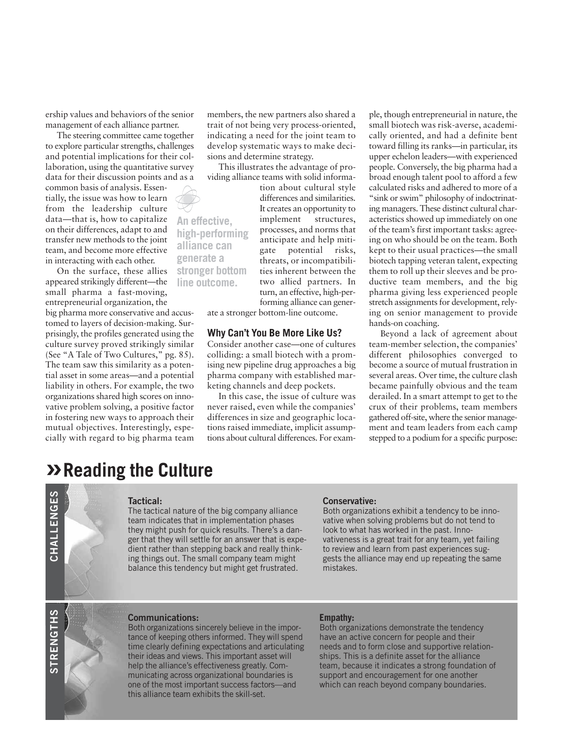ership values and behaviors of the senior management of each alliance partner.

The steering committee came together to explore particular strengths, challenges and potential implications for their collaboration, using the quantitative survey data for their discussion points and as a common basis of analysis. Essentially, the issue was how to learn from the leadership culture data—that is, how to capitalize on their differences, adapt to and transfer new methods to the joint team, and become more effective in interacting with each other.

On the surface, these allies appeared strikingly different—the small pharma a fast-moving, entrepreneurial organization, the big pharma more conservative and accustomed to layers of decision-making. Surprisingly, the profiles generated using the culture survey proved strikingly similar (See "A Tale of Two Cultures," pg. 85). The team saw this similarity as a potential asset in some areas—and a potential liability in others. For example, the two organizations shared high scores on innovative problem solving, a positive factor in fostering new ways to approach their mutual objectives. Interestingly, especially with regard to big pharma team members, the new partners also shared a trait of not being very process-oriented, indicating a need for the joint team to develop systematic ways to make decisions and determine strategy.

This illustrates the advantage of providing alliance teams with solid information about cultural style differences and similarities. It creates an opportunity to implement structures, processes, and norms that anticipate and help mitigate potential risks, threats, or incompatibilities inherent between the two allied partners. In turn, an effective, high-performing alliance can generate a stronger bottom-line outcome.

> An effective, high-performing alliance can generate a stronger bottom line outcome.

### Why Can't You Be More Like Us?

Consider another case—one of cultures colliding: a small biotech with a promising new pipeline drug approaches a big pharma company with established marketing channels and deep pockets.

In this case, the issue of culture was never raised, even while the companies' differences in size and geographic locations raised immediate, implicit assumptions about cultural differences. For example, though entrepreneurial in nature, the small biotech was risk-averse, academically oriented, and had a definite bent toward filling its ranks—in particular, its upper echelon leaders—with experienced people. Conversely, the big pharma had a broad enough talent pool to afford a few calculated risks and adhered to more of a "sink or swim" philosophy of indoctrinating managers. These distinct cultural characteristics showed up immediately on one of the team's first important tasks: agreeing on who should be on the team. Both kept to their usual practices—the small biotech tapping veteran talent, expecting them to roll up their sleeves and be productive team members, and the big pharma giving less experienced people stretch assignments for development, relying on senior management to provide hands-on coaching.

Beyond a lack of agreement about team-member selection, the companies' different philosophies converged to become a source of mutual frustration in several areas. Over time, the culture clash became painfully obvious and the team derailed. In a smart attempt to get to the crux of their problems, team members gathered off-site, where the senior management and team leaders from each camp stepped to a podium for a specific purpose:

## »Reading the Culture

### CHALLENGES

**Tactical:**
The tactical nature of the big company alliance team indicates that in implementation phases they might push for quick results. There's a danger that they will settle for an answer that is expedient rather than stepping back and really thinking things out. The small company team might balance this tendency but might get frustrated.

**Conservative:**
Both organizations exhibit a tendency to be innovative when solving problems but do not tend to look to what has worked in the past. Innovativeness is a great trait for any team, yet failing to review and learn from past experiences suggests the alliance may end up repeating the same mistakes.

### STRENGTHS

**Communications:**
Both organizations sincerely believe in the importance of keeping others informed. They will spend time clearly defining expectations and articulating their ideas and views. This important asset will help the alliance's effectiveness greatly. Communicating across organizational boundaries is one of the most important success factors—and this alliance team exhibits the skill-set.

**Empathy:**
Both organizations demonstrate the tendency have an active concern for people and their needs and to form close and supportive relationships. This is a definite asset for the alliance team, because it indicates a strong foundation of support and encouragement for one another which can reach beyond company boundaries.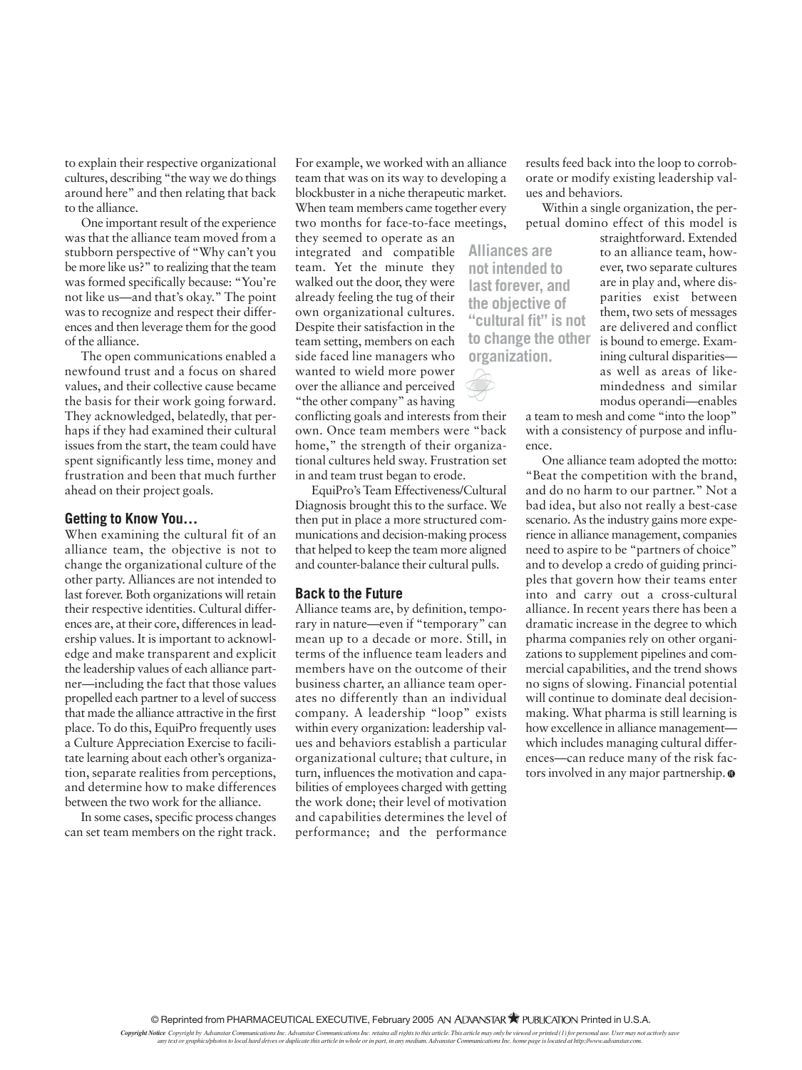to explain their respective organizational cultures, describing "the way we do things around here" and then relating that back to the alliance.

One important result of the experience was that the alliance team moved from a stubborn perspective of "Why can't you be more like us?" to realizing that the team was formed specifically because: "You're not like us—and that's okay." The point was to recognize and respect their differences and then leverage them for the good of the alliance.

The open communications enabled a newfound trust and a focus on shared values, and their collective cause became the basis for their work going forward. They acknowledged, belatedly, that perhaps if they had examined their cultural issues from the start, the team could have spent significantly less time, money and frustration and been that much further ahead on their project goals.

### Getting to Know You…

When examining the cultural fit of an alliance team, the objective is not to change the organizational culture of the other party. Alliances are not intended to last forever. Both organizations will retain their respective identities. Cultural differences are, at their core, differences in leadership values. It is important to acknowledge and make transparent and explicit the leadership values of each alliance partner—including the fact that those values propelled each partner to a level of success that made the alliance attractive in the first place. To do this, EquiPro frequently uses a Culture Appreciation Exercise to facilitate learning about each other's organization, separate realities from perceptions, and determine how to make differences between the two work for the alliance.

In some cases, specific process changes can set team members on the right track. For example, we worked with an alliance team that was on its way to developing a blockbuster in a niche therapeutic market. When team members came together every two months for face-to-face meetings, they seemed to operate as an integrated and compatible team. Yet the minute they walked out the door, they were already feeling the tug of their own organizational cultures. Despite their satisfaction in the team setting, members on each side faced line managers who wanted to wield more power over the alliance and perceived "the other company" as having conflicting goals and interests from their own. Once team members were "back home," the strength of their organizational cultures held sway. Frustration set in and team trust began to erode.

**Alliances are not intended to last forever, and the objective of "cultural fit" is not to change the other organization.**

EquiPro's Team Effectiveness/Cultural Diagnosis brought this to the surface. We then put in place a more structured communications and decision-making process that helped to keep the team more aligned and counter-balance their cultural pulls.

### Back to the Future

Alliance teams are, by definition, temporary in nature—even if "temporary" can mean up to a decade or more. Still, in terms of the influence team leaders and members have on the outcome of their business charter, an alliance team operates no differently than an individual company. A leadership "loop" exists within every organization: leadership values and behaviors establish a particular organizational culture; that culture, in turn, influences the motivation and capabilities of employees charged with getting the work done; their level of motivation and capabilities determines the level of performance; and the performance results feed back into the loop to corroborate or modify existing leadership values and behaviors.

Within a single organization, the perpetual domino effect of this model is straightforward. Extended to an alliance team, however, two separate cultures are in play and, where disparities exist between them, two sets of messages are delivered and conflict is bound to emerge. Examining cultural disparities—as well as areas of like-mindedness and similar modus operandi—enables a team to mesh and come "into the loop" with a consistency of purpose and influence.

One alliance team adopted the motto: "Beat the competition with the brand, and do no harm to our partner." Not a bad idea, but also not really a best-case scenario. As the industry gains more experience in alliance management, companies need to aspire to be "partners of choice" and to develop a credo of guiding principles that govern how their teams enter into and carry out a cross-cultural alliance. In recent years there has been a dramatic increase in the degree to which pharma companies rely on other organizations to supplement pipelines and commercial capabilities, and the trend shows no signs of slowing. Financial potential will continue to dominate deal decision-making. What pharma is still learning is how excellence in alliance management—which includes managing cultural differences—can reduce many of the risk factors involved in any major partnership.

© Reprinted from PHARMACEUTICAL EXECUTIVE, February 2005 AN ADVANSTAR PUBLICATION Printed in U.S.A.

*Copyright Notice Copyright by Advanstar Communications Inc. Advanstar Communications Inc. retains all rights to this article. This article may only be viewed or printed (1) for personal use. User may not actively save any text or graphics/photos to local hard drives or duplicate this article in whole or in part, in any medium. Advanstar Communications Inc. home page is located at http://www.advanstar.com.*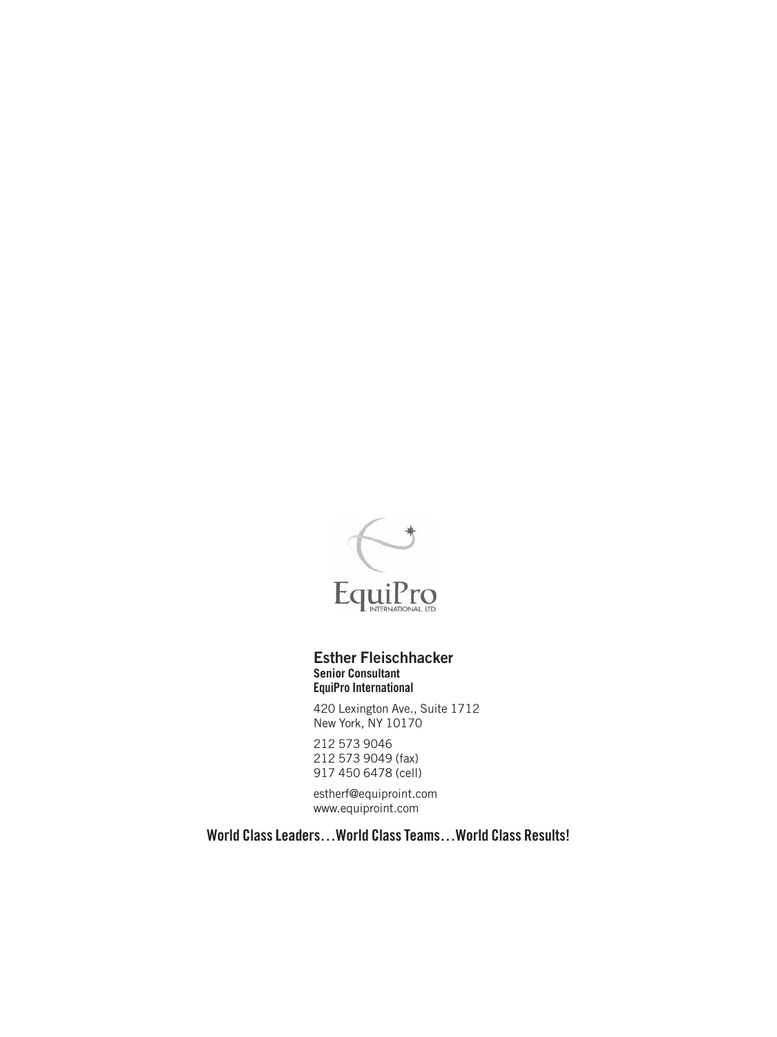EquiPro
INTERNATIONAL, LTD.

**Esther Fleischhacker**
**Senior Consultant**
**EquiPro International**

420 Lexington Ave., Suite 1712
New York, NY 10170

212 573 9046
212 573 9049 (fax)
917 450 6478 (cell)

estherf@equiproint.com
www.equiproint.com

**World Class Leaders…World Class Teams…World Class Results!**